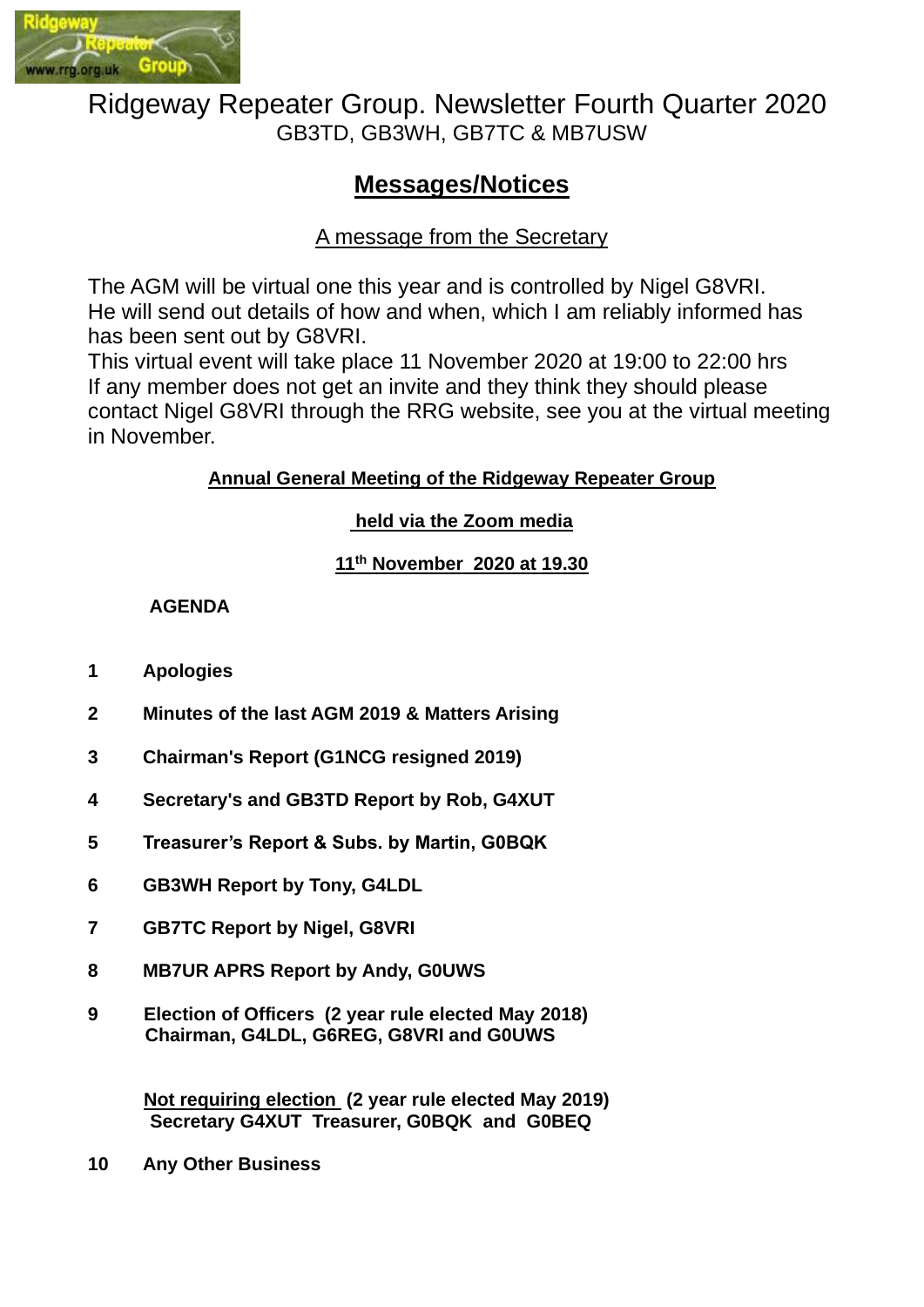# Ridgeway Repeater Group. Newsletter Fourth Quarter 2020

GB3TD, GB3WH, GB7TC & MB7USW

## Messages/Notices

### A message from the Secretary

The AGM will be virtual one this year and is controlled by Nigel G8VRI.
He will send out details of how and when, which I am reliably informed has has been sent out by G8VRI.
This virtual event will take place 11 November 2020 at 19:00 to 22:00 hrs
If any member does not get an invite and they think they should please contact Nigel G8VRI through the RRG website, see you at the virtual meeting in November.

**Annual General Meeting of the Ridgeway Repeater Group**

**held via the Zoom media**

**11th November 2020 at 19.30**

**AGENDA**

1. **Apologies**
2. **Minutes of the last AGM 2019 & Matters Arising**
3. **Chairman's Report (G1NCG resigned 2019)**
4. **Secretary's and GB3TD Report by Rob, G4XUT**
5. **Treasurer's Report & Subs. by Martin, G0BQK**
6. **GB3WH Report by Tony, G4LDL**
7. **GB7TC Report by Nigel, G8VRI**
8. **MB7UR APRS Report by Andy, G0UWS**
9. **Election of Officers (2 year rule elected May 2018)**
   **Chairman, G4LDL, G6REG, G8VRI and G0UWS**

   **Not requiring election (2 year rule elected May 2019)**
   **Secretary G4XUT Treasurer, G0BQK and G0BEQ**
10. **Any Other Business**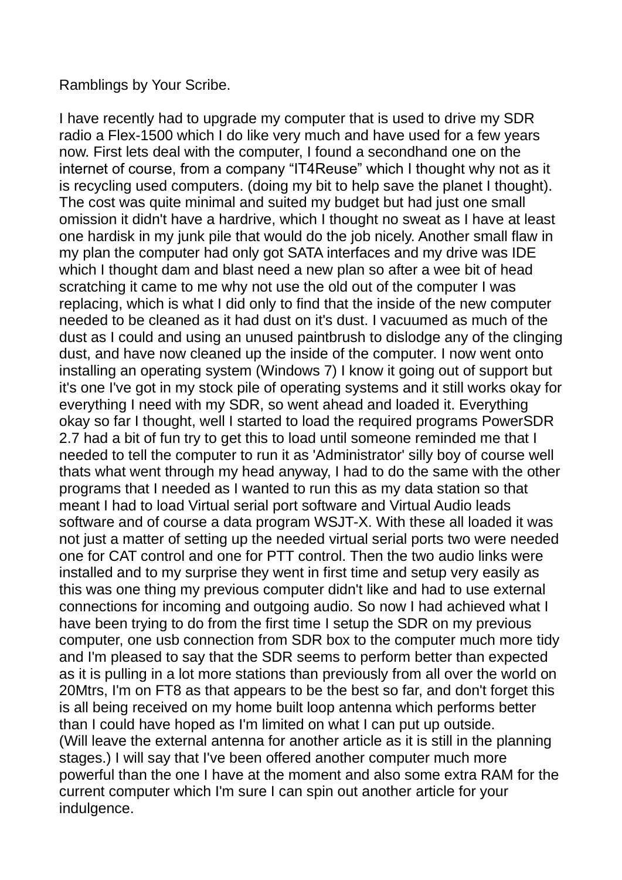Ramblings by Your Scribe.

I have recently had to upgrade my computer that is used to drive my SDR radio a Flex-1500 which I do like very much and have used for a few years now. First lets deal with the computer, I found a secondhand one on the internet of course, from a company “IT4Reuse” which I thought why not as it is recycling used computers. (doing my bit to help save the planet I thought). The cost was quite minimal and suited my budget but had just one small omission it didn't have a hardrive, which I thought no sweat as I have at least one hardisk in my junk pile that would do the job nicely. Another small flaw in my plan the computer had only got SATA interfaces and my drive was IDE which I thought dam and blast need a new plan so after a wee bit of head scratching it came to me why not use the old out of the computer I was replacing, which is what I did only to find that the inside of the new computer needed to be cleaned as it had dust on it's dust. I vacuumed as much of the dust as I could and using an unused paintbrush to dislodge any of the clinging dust, and have now cleaned up the inside of the computer. I now went onto installing an operating system (Windows 7) I know it going out of support but it's one I've got in my stock pile of operating systems and it still works okay for everything I need with my SDR, so went ahead and loaded it. Everything okay so far I thought, well I started to load the required programs PowerSDR 2.7 had a bit of fun try to get this to load until someone reminded me that I needed to tell the computer to run it as 'Administrator' silly boy of course well thats what went through my head anyway, I had to do the same with the other programs that I needed as I wanted to run this as my data station so that meant I had to load Virtual serial port software and Virtual Audio leads software and of course a data program WSJT-X. With these all loaded it was not just a matter of setting up the needed virtual serial ports two were needed one for CAT control and one for PTT control. Then the two audio links were installed and to my surprise they went in first time and setup very easily as this was one thing my previous computer didn't like and had to use external connections for incoming and outgoing audio. So now I had achieved what I have been trying to do from the first time I setup the SDR on my previous computer, one usb connection from SDR box to the computer much more tidy and I'm pleased to say that the SDR seems to perform better than expected as it is pulling in a lot more stations than previously from all over the world on 20Mtrs, I'm on FT8 as that appears to be the best so far, and don't forget this is all being received on my home built loop antenna which performs better than I could have hoped as I'm limited on what I can put up outside.
(Will leave the external antenna for another article as it is still in the planning stages.) I will say that I've been offered another computer much more powerful than the one I have at the moment and also some extra RAM for the current computer which I'm sure I can spin out another article for your indulgence.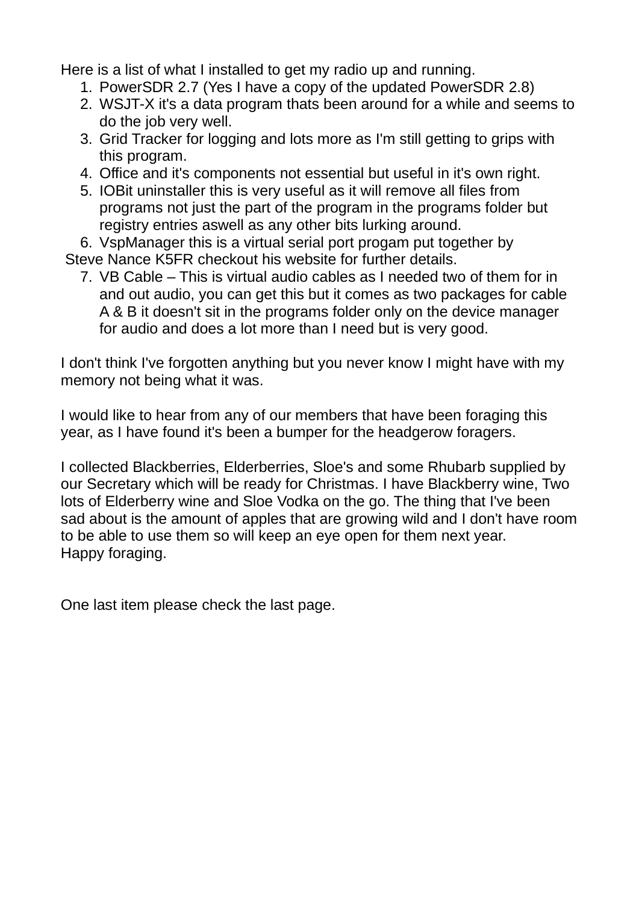Here is a list of what I installed to get my radio up and running.

1. PowerSDR 2.7 (Yes I have a copy of the updated PowerSDR 2.8)
2. WSJT-X it's a data program thats been around for a while and seems to do the job very well.
3. Grid Tracker for logging and lots more as I'm still getting to grips with this program.
4. Office and it's components not essential but useful in it's own right.
5. IOBit uninstaller this is very useful as it will remove all files from programs not just the part of the program in the programs folder but registry entries aswell as any other bits lurking around.
6. VspManager this is a virtual serial port progam put together by Steve Nance K5FR checkout his website for further details.
7. VB Cable – This is virtual audio cables as I needed two of them for in and out audio, you can get this but it comes as two packages for cable A & B it doesn't sit in the programs folder only on the device manager for audio and does a lot more than I need but is very good.

I don't think I've forgotten anything but you never know I might have with my memory not being what it was.

I would like to hear from any of our members that have been foraging this year, as I have found it's been a bumper for the headgerow foragers.

I collected Blackberries, Elderberries, Sloe's and some Rhubarb supplied by our Secretary which will be ready for Christmas. I have Blackberry wine, Two lots of Elderberry wine and Sloe Vodka on the go. The thing that I've been sad about is the amount of apples that are growing wild and I don't have room to be able to use them so will keep an eye open for them next year.
Happy foraging.

One last item please check the last page.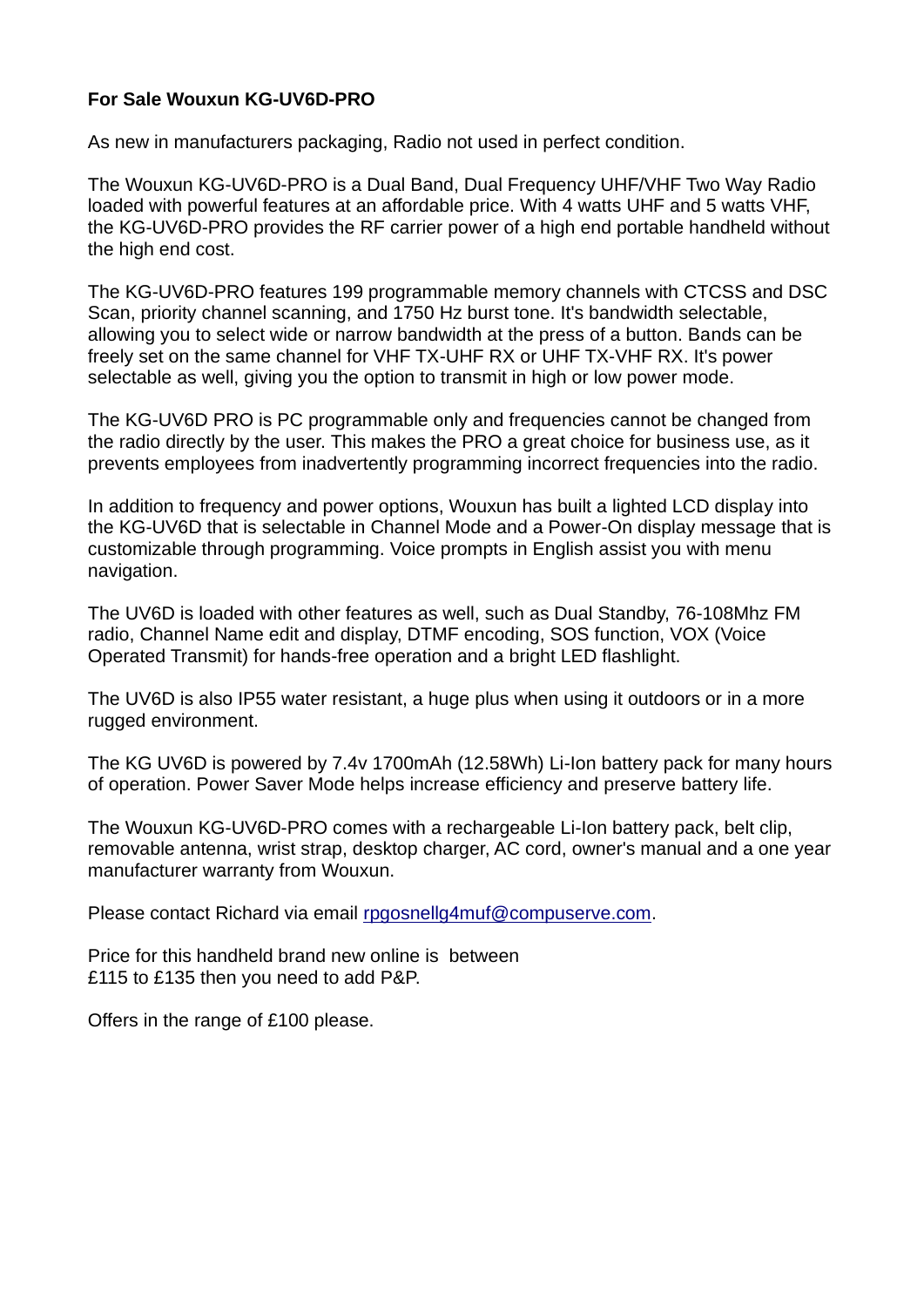**For Sale Wouxun KG-UV6D-PRO**

As new in manufacturers packaging, Radio not used in perfect condition.

The Wouxun KG-UV6D-PRO is a Dual Band, Dual Frequency UHF/VHF Two Way Radio loaded with powerful features at an affordable price. With 4 watts UHF and 5 watts VHF, the KG-UV6D-PRO provides the RF carrier power of a high end portable handheld without the high end cost.

The KG-UV6D-PRO features 199 programmable memory channels with CTCSS and DSC Scan, priority channel scanning, and 1750 Hz burst tone. It's bandwidth selectable, allowing you to select wide or narrow bandwidth at the press of a button. Bands can be freely set on the same channel for VHF TX-UHF RX or UHF TX-VHF RX. It's power selectable as well, giving you the option to transmit in high or low power mode.

The KG-UV6D PRO is PC programmable only and frequencies cannot be changed from the radio directly by the user. This makes the PRO a great choice for business use, as it prevents employees from inadvertently programming incorrect frequencies into the radio.

In addition to frequency and power options, Wouxun has built a lighted LCD display into the KG-UV6D that is selectable in Channel Mode and a Power-On display message that is customizable through programming. Voice prompts in English assist you with menu navigation.

The UV6D is loaded with other features as well, such as Dual Standby, 76-108Mhz FM radio, Channel Name edit and display, DTMF encoding, SOS function, VOX (Voice Operated Transmit) for hands-free operation and a bright LED flashlight.

The UV6D is also IP55 water resistant, a huge plus when using it outdoors or in a more rugged environment.

The KG UV6D is powered by 7.4v 1700mAh (12.58Wh) Li-Ion battery pack for many hours of operation. Power Saver Mode helps increase efficiency and preserve battery life.

The Wouxun KG-UV6D-PRO comes with a rechargeable Li-Ion battery pack, belt clip, removable antenna, wrist strap, desktop charger, AC cord, owner's manual and a one year manufacturer warranty from Wouxun.

Please contact Richard via email rpgosnellg4muf@compuserve.com.

Price for this handheld brand new online is between £115 to £135 then you need to add P&P.

Offers in the range of £100 please.